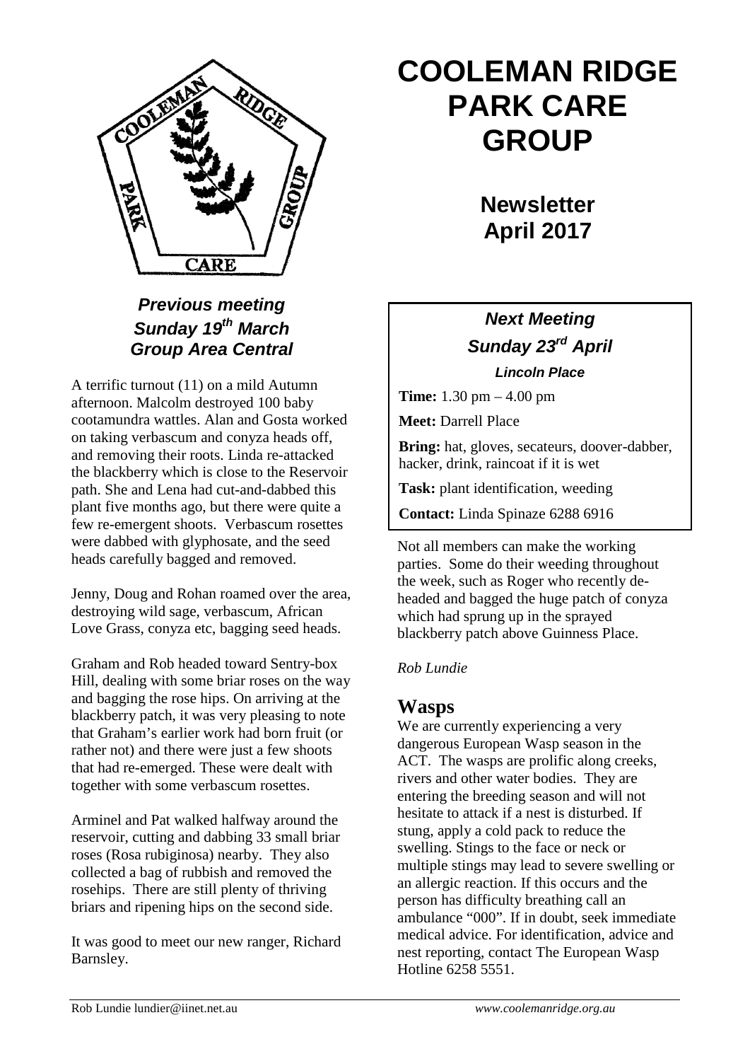# COOLEMAN RIDGE PARK CARE GROUP

## Newsletter April 2017

### *Previous meeting Sunday 19th March Group Area Central*

A terrific turnout (11) on a mild Autumn afternoon. Malcolm destroyed 100 baby cootamundra wattles. Alan and Gosta worked on taking verbascum and conyza heads off, and removing their roots. Linda re-attacked the blackberry which is close to the Reservoir path. She and Lena had cut-and-dabbed this plant five months ago, but there were quite a few re-emergent shoots. Verbascum rosettes were dabbed with glyphosate, and the seed heads carefully bagged and removed.

Jenny, Doug and Rohan roamed over the area, destroying wild sage, verbascum, African Love Grass, conyza etc, bagging seed heads.

Graham and Rob headed toward Sentry-box Hill, dealing with some briar roses on the way and bagging the rose hips. On arriving at the blackberry patch, it was very pleasing to note that Graham's earlier work had born fruit (or rather not) and there were just a few shoots that had re-emerged. These were dealt with together with some verbascum rosettes.

Arminel and Pat walked halfway around the reservoir, cutting and dabbing 33 small briar roses (Rosa rubiginosa) nearby. They also collected a bag of rubbish and removed the rosehips. There are still plenty of thriving briars and ripening hips on the second side.

It was good to meet our new ranger, Richard Barnsley.

### *Next Meeting Sunday 23rd April*

***Lincoln Place***

**Time:** 1.30 pm – 4.00 pm

**Meet:** Darrell Place

**Bring:** hat, gloves, secateurs, doover-dabber, hacker, drink, raincoat if it is wet

**Task:** plant identification, weeding

**Contact:** Linda Spinaze 6288 6916

Not all members can make the working parties. Some do their weeding throughout the week, such as Roger who recently de-headed and bagged the huge patch of conyza which had sprung up in the sprayed blackberry patch above Guinness Place.

*Rob Lundie*

## Wasps

We are currently experiencing a very dangerous European Wasp season in the ACT. The wasps are prolific along creeks, rivers and other water bodies. They are entering the breeding season and will not hesitate to attack if a nest is disturbed. If stung, apply a cold pack to reduce the swelling. Stings to the face or neck or multiple stings may lead to severe swelling or an allergic reaction. If this occurs and the person has difficulty breathing call an ambulance "000". If in doubt, seek immediate medical advice. For identification, advice and nest reporting, contact The European Wasp Hotline 6258 5551.

Rob Lundie lundier@iinet.net.au *www.coolemanridge.org.au*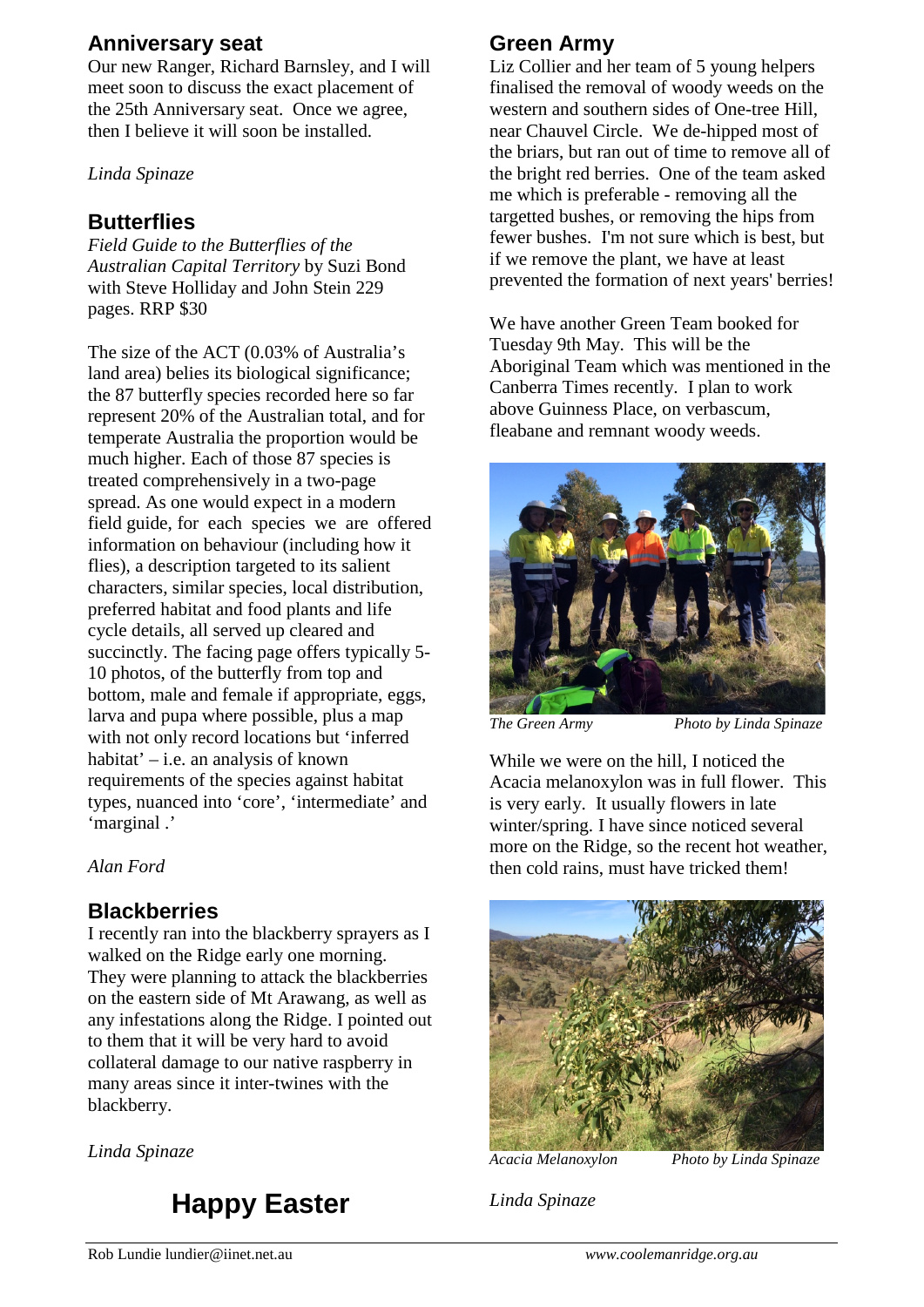## Anniversary seat

Our new Ranger, Richard Barnsley, and I will meet soon to discuss the exact placement of the 25th Anniversary seat. Once we agree, then I believe it will soon be installed.

*Linda Spinaze*

## Butterflies

*Field Guide to the Butterflies of the Australian Capital Territory* by Suzi Bond with Steve Holliday and John Stein 229 pages. RRP $30

The size of the ACT (0.03% of Australia's land area) belies its biological significance; the 87 butterfly species recorded here so far represent 20% of the Australian total, and for temperate Australia the proportion would be much higher. Each of those 87 species is treated comprehensively in a two-page spread. As one would expect in a modern field guide, for each species we are offered information on behaviour (including how it flies), a description targeted to its salient characters, similar species, local distribution, preferred habitat and food plants and life cycle details, all served up cleared and succinctly. The facing page offers typically 5-10 photos, of the butterfly from top and bottom, male and female if appropriate, eggs, larva and pupa where possible, plus a map with not only record locations but 'inferred habitat' – i.e. an analysis of known requirements of the species against habitat types, nuanced into 'core', 'intermediate' and 'marginal .'

*Alan Ford*

## Blackberries

I recently ran into the blackberry sprayers as I walked on the Ridge early one morning. They were planning to attack the blackberries on the eastern side of Mt Arawang, as well as any infestations along the Ridge. I pointed out to them that it will be very hard to avoid collateral damage to our native raspberry in many areas since it inter-twines with the blackberry.

*Linda Spinaze*

# Happy Easter

## Green Army

Liz Collier and her team of 5 young helpers finalised the removal of woody weeds on the western and southern sides of One-tree Hill, near Chauvel Circle. We de-hipped most of the briars, but ran out of time to remove all of the bright red berries. One of the team asked me which is preferable - removing all the targetted bushes, or removing the hips from fewer bushes. I'm not sure which is best, but if we remove the plant, we have at least prevented the formation of next years' berries!

We have another Green Team booked for Tuesday 9th May. This will be the Aboriginal Team which was mentioned in the Canberra Times recently. I plan to work above Guinness Place, on verbascum, fleabane and remnant woody weeds.

*The Green Army* *Photo by Linda Spinaze*

While we were on the hill, I noticed the Acacia melanoxylon was in full flower. This is very early. It usually flowers in late winter/spring. I have since noticed several more on the Ridge, so the recent hot weather, then cold rains, must have tricked them!

*Acacia Melanoxylon* *Photo by Linda Spinaze*

*Linda Spinaze*

Rob Lundie lundier@iinet.net.au www.coolemanridge.org.au